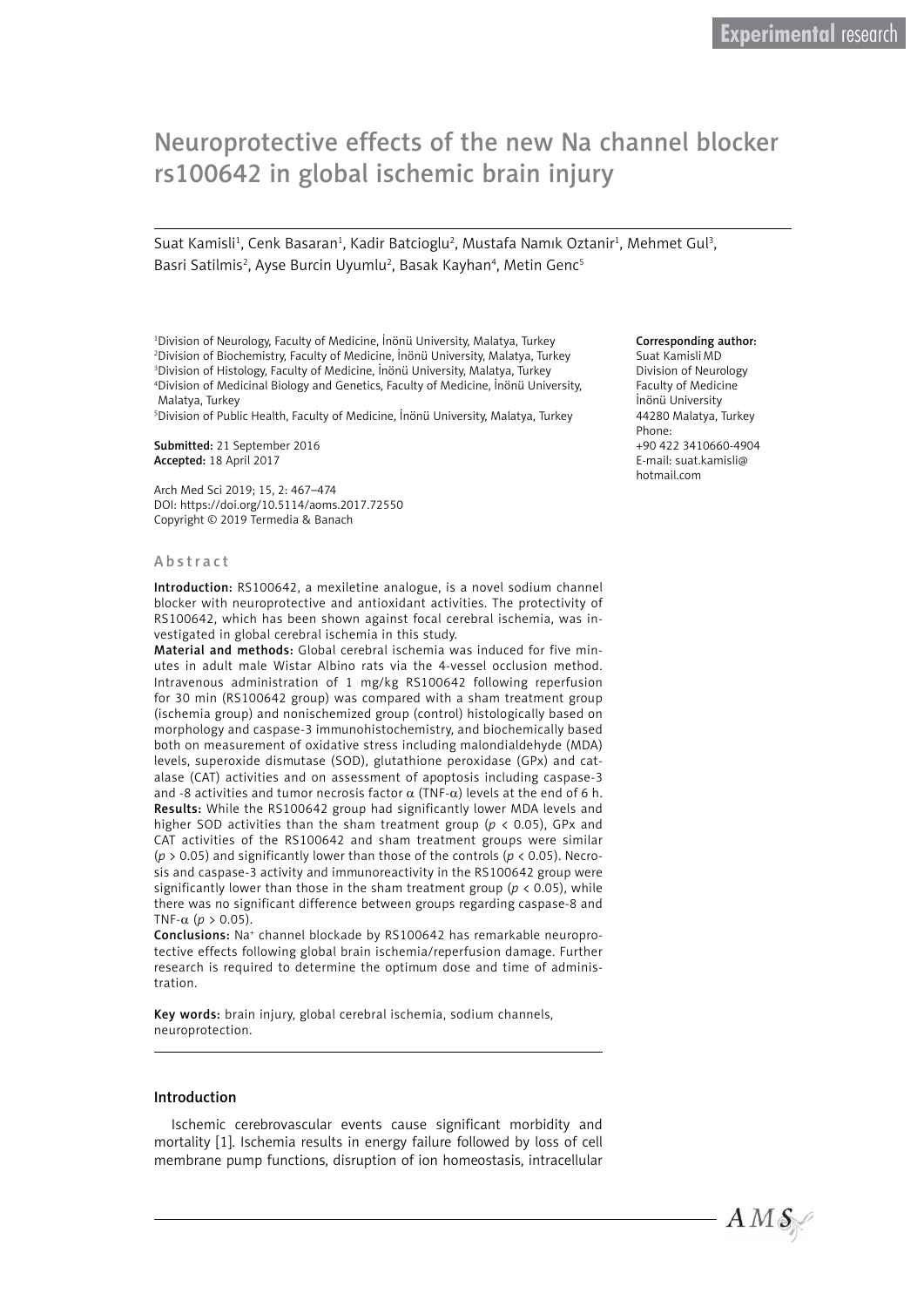# Neuroprotective effects of the new Na channel blocker rs100642 in global ischemic brain injury

Suat Kamisli[1], Cenk Basaran[1], Kadir Batcioglu[2], Mustafa Namık Oztanir[1], Mehmet Gul[3], Basri Satilmis[2], Ayse Burcin Uyumlu[2], Basak Kayhan[4], Metin Genc[5]

[1]Division of Neurology, Faculty of Medicine, İnönü University, Malatya, Turkey
[2]Division of Biochemistry, Faculty of Medicine, İnönü University, Malatya, Turkey
[3]Division of Histology, Faculty of Medicine, İnönü University, Malatya, Turkey
[4]Division of Medicinal Biology and Genetics, Faculty of Medicine, İnönü University, Malatya, Turkey
[5]Division of Public Health, Faculty of Medicine, İnönü University, Malatya, Turkey

**Submitted:** 21 September 2016
**Accepted:** 18 April 2017

Arch Med Sci 2019; 15, 2: 467–474
DOI: https://doi.org/10.5114/aoms.2017.72550
Copyright © 2019 Termedia & Banach

**Corresponding author:**
Suat Kamisli MD
Division of Neurology
Faculty of Medicine
İnönü University
44280 Malatya, Turkey
Phone:
+90 422 3410660-4904
E-mail: suat.kamisli@hotmail.com

## Abstract

**Introduction:** RS100642, a mexiletine analogue, is a novel sodium channel blocker with neuroprotective and antioxidant activities. The protectivity of RS100642, which has been shown against focal cerebral ischemia, was investigated in global cerebral ischemia in this study.

**Material and methods:** Global cerebral ischemia was induced for five minutes in adult male Wistar Albino rats via the 4-vessel occlusion method. Intravenous administration of 1 mg/kg RS100642 following reperfusion for 30 min (RS100642 group) was compared with a sham treatment group (ischemia group) and nonischemized group (control) histologically based on morphology and caspase-3 immunohistochemistry, and biochemically based both on measurement of oxidative stress including malondialdehyde (MDA) levels, superoxide dismutase (SOD), glutathione peroxidase (GPx) and catalase (CAT) activities and on assessment of apoptosis including caspase-3 and -8 activities and tumor necrosis factor α (TNF-α) levels at the end of 6 h.

**Results:** While the RS100642 group had significantly lower MDA levels and higher SOD activities than the sham treatment group ($p < 0.05$), GPx and CAT activities of the RS100642 and sham treatment groups were similar ($p > 0.05$) and significantly lower than those of the controls ($p < 0.05$). Necrosis and caspase-3 activity and immunoreactivity in the RS100642 group were significantly lower than those in the sham treatment group ($p < 0.05$), while there was no significant difference between groups regarding caspase-8 and TNF-α ($p > 0.05$).

**Conclusions:** $Na^+$ channel blockade by RS100642 has remarkable neuroprotective effects following global brain ischemia/reperfusion damage. Further research is required to determine the optimum dose and time of administration.

**Key words:** brain injury, global cerebral ischemia, sodium channels, neuroprotection.

## Introduction

Ischemic cerebrovascular events cause significant morbidity and mortality [1]. Ischemia results in energy failure followed by loss of cell membrane pump functions, disruption of ion homeostasis, intracellular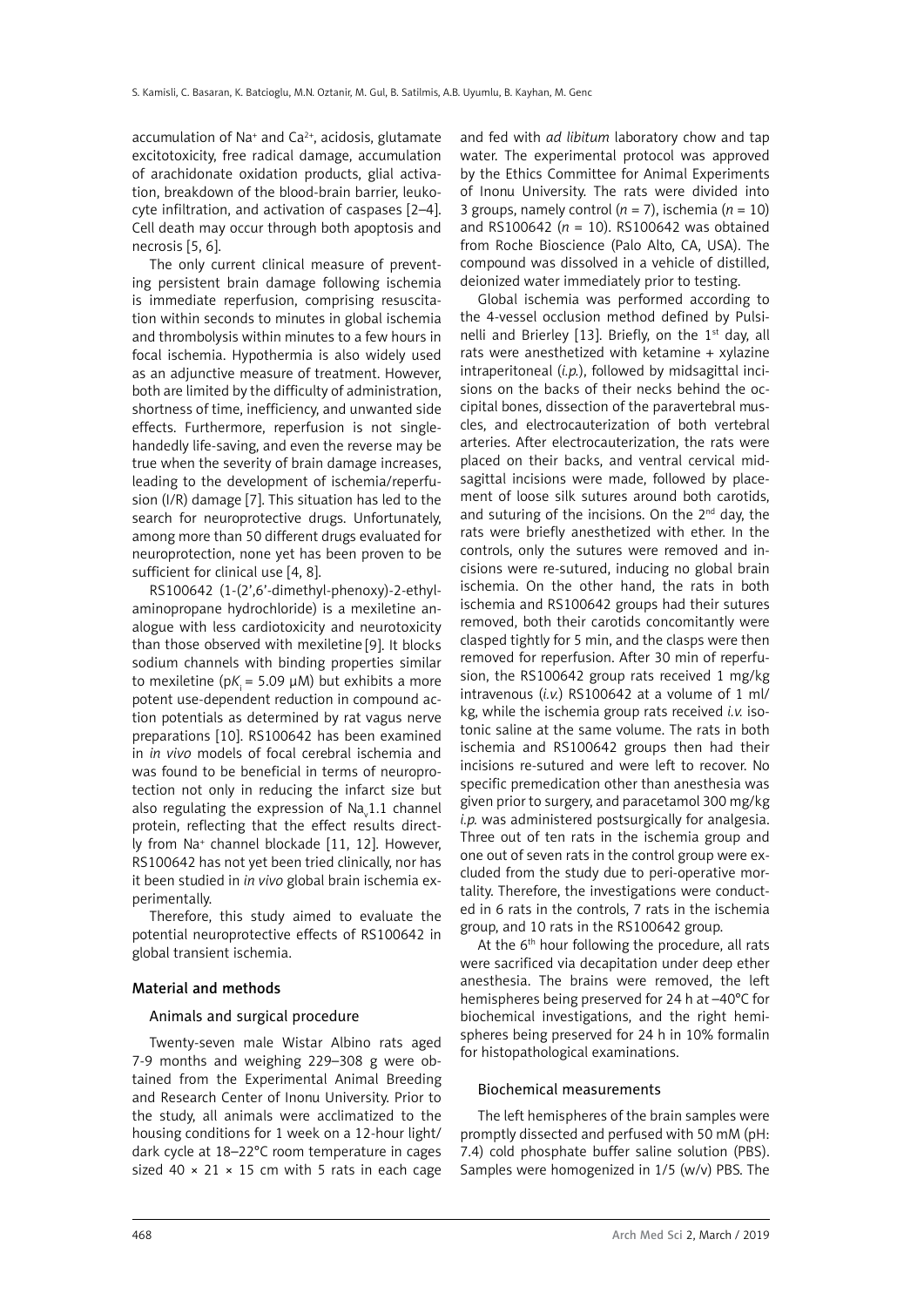accumulation of $Na^+$ and $Ca^{2+}$, acidosis, glutamate excitotoxicity, free radical damage, accumulation of arachidonate oxidation products, glial activation, breakdown of the blood-brain barrier, leukocyte infiltration, and activation of caspases [2–4]. Cell death may occur through both apoptosis and necrosis [5, 6].

The only current clinical measure of preventing persistent brain damage following ischemia is immediate reperfusion, comprising resuscitation within seconds to minutes in global ischemia and thrombolysis within minutes to a few hours in focal ischemia. Hypothermia is also widely used as an adjunctive measure of treatment. However, both are limited by the difficulty of administration, shortness of time, inefficiency, and unwanted side effects. Furthermore, reperfusion is not single-handedly life-saving, and even the reverse may be true when the severity of brain damage increases, leading to the development of ischemia/reperfusion (I/R) damage [7]. This situation has led to the search for neuroprotective drugs. Unfortunately, among more than 50 different drugs evaluated for neuroprotection, none yet has been proven to be sufficient for clinical use [4, 8].

RS100642 (1-(2′,6′-dimethyl-phenoxy)-2-ethylaminopropane hydrochloride) is a mexiletine analogue with less cardiotoxicity and neurotoxicity than those observed with mexiletine [9]. It blocks sodium channels with binding properties similar to mexiletine ($pK_i$ = 5.09 µM) but exhibits a more potent use-dependent reduction in compound action potentials as determined by rat vagus nerve preparations [10]. RS100642 has been examined in *in vivo* models of focal cerebral ischemia and was found to be beneficial in terms of neuroprotection not only in reducing the infarct size but also regulating the expression of $Na_v1.1$ channel protein, reflecting that the effect results directly from $Na^+$ channel blockade [11, 12]. However, RS100642 has not yet been tried clinically, nor has it been studied in *in vivo* global brain ischemia experimentally.

Therefore, this study aimed to evaluate the potential neuroprotective effects of RS100642 in global transient ischemia.

## Material and methods

### Animals and surgical procedure

Twenty-seven male Wistar Albino rats aged 7-9 months and weighing 229–308 g were obtained from the Experimental Animal Breeding and Research Center of Inonu University. Prior to the study, all animals were acclimatized to the housing conditions for 1 week on a 12-hour light/dark cycle at 18–22°C room temperature in cages sized 40 × 21 × 15 cm with 5 rats in each cage and fed with *ad libitum* laboratory chow and tap water. The experimental protocol was approved by the Ethics Committee for Animal Experiments of Inonu University. The rats were divided into 3 groups, namely control ($n$ = 7), ischemia ($n$ = 10) and RS100642 ($n$ = 10). RS100642 was obtained from Roche Bioscience (Palo Alto, CA, USA). The compound was dissolved in a vehicle of distilled, deionized water immediately prior to testing.

Global ischemia was performed according to the 4-vessel occlusion method defined by Pulsinelli and Brierley [13]. Briefly, on the 1st day, all rats were anesthetized with ketamine + xylazine intraperitoneal (*i.p.*), followed by midsagittal incisions on the backs of their necks behind the occipital bones, dissection of the paravertebral muscles, and electrocauterization of both vertebral arteries. After electrocauterization, the rats were placed on their backs, and ventral cervical midsagittal incisions were made, followed by placement of loose silk sutures around both carotids, and suturing of the incisions. On the 2nd day, the rats were briefly anesthetized with ether. In the controls, only the sutures were removed and incisions were re-sutured, inducing no global brain ischemia. On the other hand, the rats in both ischemia and RS100642 groups had their sutures removed, both their carotids concomitantly were clasped tightly for 5 min, and the clasps were then removed for reperfusion. After 30 min of reperfusion, the RS100642 group rats received 1 mg/kg intravenous (*i.v.*) RS100642 at a volume of 1 ml/kg, while the ischemia group rats received *i.v.* isotonic saline at the same volume. The rats in both ischemia and RS100642 groups then had their incisions re-sutured and were left to recover. No specific premedication other than anesthesia was given prior to surgery, and paracetamol 300 mg/kg *i.p.* was administered postsurgically for analgesia. Three out of ten rats in the ischemia group and one out of seven rats in the control group were excluded from the study due to peri-operative mortality. Therefore, the investigations were conducted in 6 rats in the controls, 7 rats in the ischemia group, and 10 rats in the RS100642 group.

At the 6th hour following the procedure, all rats were sacrificed via decapitation under deep ether anesthesia. The brains were removed, the left hemispheres being preserved for 24 h at –40°C for biochemical investigations, and the right hemispheres being preserved for 24 h in 10% formalin for histopathological examinations.

### Biochemical measurements

The left hemispheres of the brain samples were promptly dissected and perfused with 50 mM (pH: 7.4) cold phosphate buffer saline solution (PBS). Samples were homogenized in 1/5 (w/v) PBS. The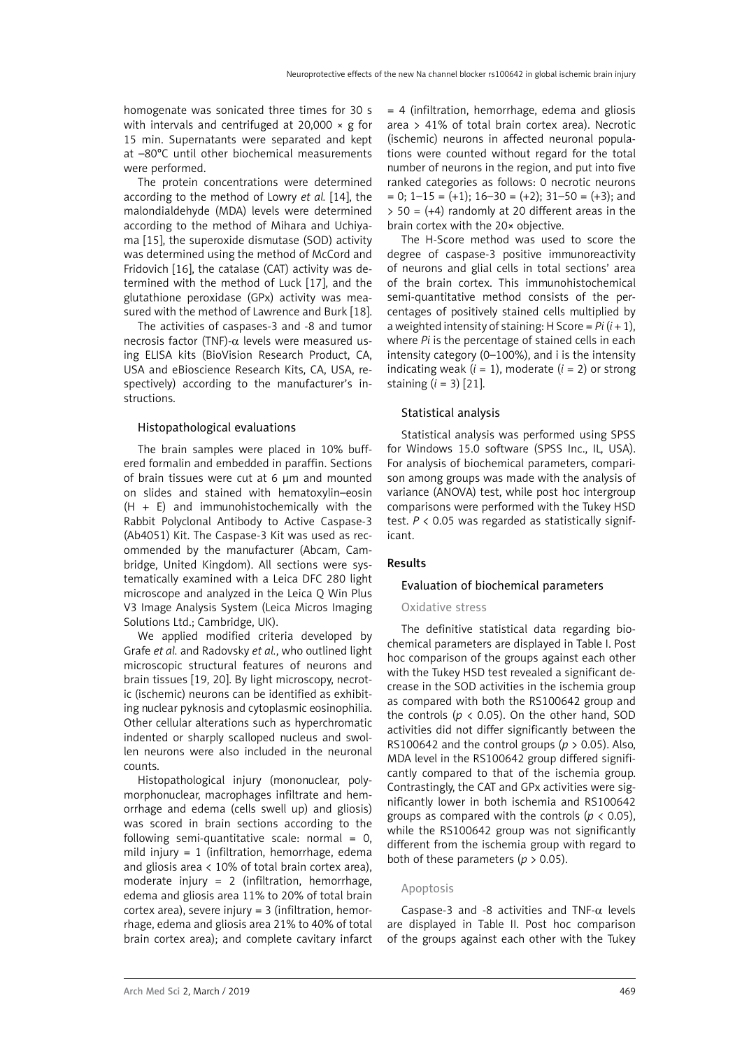homogenate was sonicated three times for 30 s with intervals and centrifuged at 20,000 × g for 15 min. Supernatants were separated and kept at –80°C until other biochemical measurements were performed.

The protein concentrations were determined according to the method of Lowry *et al.* [14], the malondialdehyde (MDA) levels were determined according to the method of Mihara and Uchiyama [15], the superoxide dismutase (SOD) activity was determined using the method of McCord and Fridovich [16], the catalase (CAT) activity was determined with the method of Luck [17], and the glutathione peroxidase (GPx) activity was measured with the method of Lawrence and Burk [18].

The activities of caspases-3 and -8 and tumor necrosis factor (TNF)-$\alpha$ levels were measured using ELISA kits (BioVision Research Product, CA, USA and eBioscience Research Kits, CA, USA, respectively) according to the manufacturer's instructions.

### Histopathological evaluations

The brain samples were placed in 10% buffered formalin and embedded in paraffin. Sections of brain tissues were cut at 6 µm and mounted on slides and stained with hematoxylin–eosin (H + E) and immunohistochemically with the Rabbit Polyclonal Antibody to Active Caspase-3 (Ab4051) Kit. The Caspase-3 Kit was used as recommended by the manufacturer (Abcam, Cambridge, United Kingdom). All sections were systematically examined with a Leica DFC 280 light microscope and analyzed in the Leica Q Win Plus V3 Image Analysis System (Leica Micros Imaging Solutions Ltd.; Cambridge, UK).

We applied modified criteria developed by Grafe *et al.* and Radovsky *et al.*, who outlined light microscopic structural features of neurons and brain tissues [19, 20]. By light microscopy, necrotic (ischemic) neurons can be identified as exhibiting nuclear pyknosis and cytoplasmic eosinophilia. Other cellular alterations such as hyperchromatic indented or sharply scalloped nucleus and swollen neurons were also included in the neuronal counts.

Histopathological injury (mononuclear, polymorphonuclear, macrophages infiltrate and hemorrhage and edema (cells swell up) and gliosis) was scored in brain sections according to the following semi-quantitative scale: normal = 0, mild injury = 1 (infiltration, hemorrhage, edema and gliosis area < 10% of total brain cortex area), moderate injury = 2 (infiltration, hemorrhage, edema and gliosis area 11% to 20% of total brain cortex area), severe injury = 3 (infiltration, hemorrhage, edema and gliosis area 21% to 40% of total brain cortex area); and complete cavitary infarct = 4 (infiltration, hemorrhage, edema and gliosis area > 41% of total brain cortex area). Necrotic (ischemic) neurons in affected neuronal populations were counted without regard for the total number of neurons in the region, and put into five ranked categories as follows: 0 necrotic neurons = 0; 1–15 = (+1); 16–30 = (+2); 31–50 = (+3); and > 50 = (+4) randomly at 20 different areas in the brain cortex with the 20× objective.

The H-Score method was used to score the degree of caspase-3 positive immunoreactivity of neurons and glial cells in total sections' area of the brain cortex. This immunohistochemical semi-quantitative method consists of the percentages of positively stained cells multiplied by a weighted intensity of staining: H Score = $Pi\,(i + 1)$, where $Pi$ is the percentage of stained cells in each intensity category (0–100%), and i is the intensity indicating weak ($i = 1$), moderate ($i = 2$) or strong staining ($i = 3$) [21].

### Statistical analysis

Statistical analysis was performed using SPSS for Windows 15.0 software (SPSS Inc., IL, USA). For analysis of biochemical parameters, comparison among groups was made with the analysis of variance (ANOVA) test, while post hoc intergroup comparisons were performed with the Tukey HSD test. $P < 0.05$ was regarded as statistically significant.

## Results

### Evaluation of biochemical parameters

#### Oxidative stress

The definitive statistical data regarding biochemical parameters are displayed in Table I. Post hoc comparison of the groups against each other with the Tukey HSD test revealed a significant decrease in the SOD activities in the ischemia group as compared with both the RS100642 group and the controls ($p < 0.05$). On the other hand, SOD activities did not differ significantly between the RS100642 and the control groups ($p > 0.05$). Also, MDA level in the RS100642 group differed significantly compared to that of the ischemia group. Contrastingly, the CAT and GPx activities were significantly lower in both ischemia and RS100642 groups as compared with the controls ($p < 0.05$), while the RS100642 group was not significantly different from the ischemia group with regard to both of these parameters ($p > 0.05$).

#### Apoptosis

Caspase-3 and -8 activities and TNF-$\alpha$ levels are displayed in Table II. Post hoc comparison of the groups against each other with the Tukey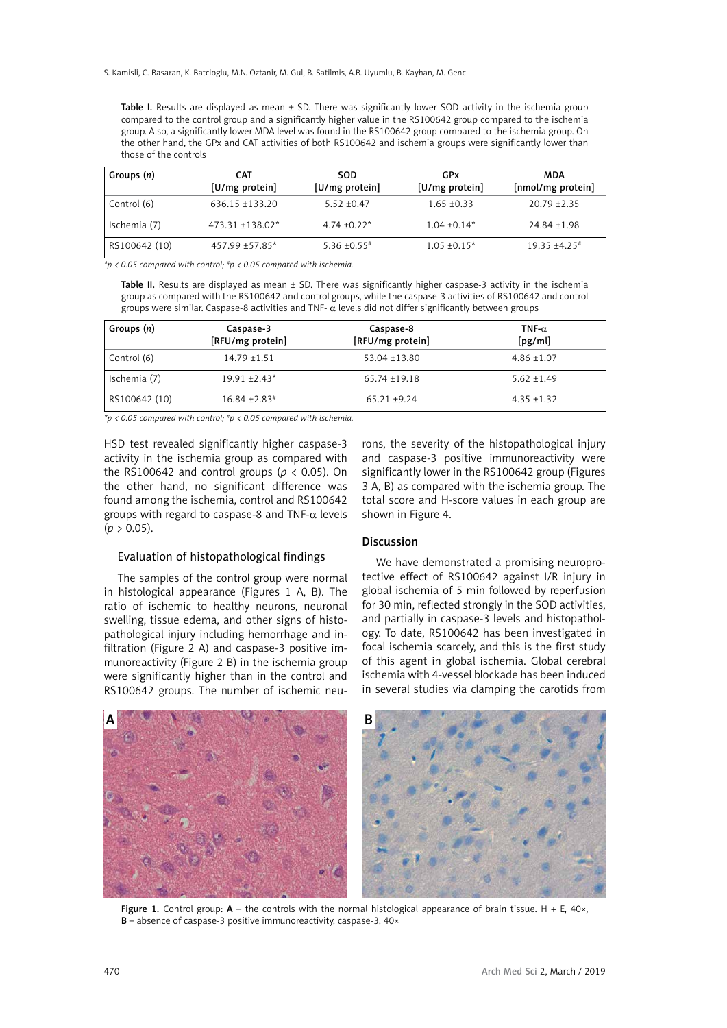**Table I.** Results are displayed as mean ± SD. There was significantly lower SOD activity in the ischemia group compared to the control group and a significantly higher value in the RS100642 group compared to the ischemia group. Also, a significantly lower MDA level was found in the RS100642 group compared to the ischemia group. On the other hand, the GPx and CAT activities of both RS100642 and ischemia groups were significantly lower than those of the controls

| Groups (*n*) | CAT [U/mg protein] | SOD [U/mg protein] | GPx [U/mg protein] | MDA [nmol/mg protein] |
|---|---|---|---|---|
| Control (6) | 636.15 ±133.20 | 5.52 ±0.47 | 1.65 ±0.33 | 20.79 ±2.35 |
| Ischemia (7) | 473.31 ±138.02* | 4.74 ±0.22* | 1.04 ±0.14* | 24.84 ±1.98 |
| RS100642 (10) | 457.99 ±57.85* | 5.36 ±0.55# | 1.05 ±0.15* | 19.35 ±4.25# |

*\*p < 0.05 compared with control; #p < 0.05 compared with ischemia.*

**Table II.** Results are displayed as mean ± SD. There was significantly higher caspase-3 activity in the ischemia group as compared with the RS100642 and control groups, while the caspase-3 activities of RS100642 and control groups were similar. Caspase-8 activities and TNF-$\alpha$ levels did not differ significantly between groups

| Groups (*n*) | Caspase-3 [RFU/mg protein] | Caspase-8 [RFU/mg protein] | TNF-$\alpha$ [pg/ml] |
|---|---|---|---|
| Control (6) | 14.79 ±1.51 | 53.04 ±13.80 | 4.86 ±1.07 |
| Ischemia (7) | 19.91 ±2.43* | 65.74 ±19.18 | 5.62 ±1.49 |
| RS100642 (10) | 16.84 ±2.83# | 65.21 ±9.24 | 4.35 ±1.32 |

*\*p < 0.05 compared with control; #p < 0.05 compared with ischemia.*

HSD test revealed significantly higher caspase-3 activity in the ischemia group as compared with the RS100642 and control groups ($p < 0.05$). On the other hand, no significant difference was found among the ischemia, control and RS100642 groups with regard to caspase-8 and TNF-$\alpha$ levels ($p > 0.05$).

### Evaluation of histopathological findings

The samples of the control group were normal in histological appearance (Figures 1 A, B). The ratio of ischemic to healthy neurons, neuronal swelling, tissue edema, and other signs of histopathological injury including hemorrhage and infiltration (Figure 2 A) and caspase-3 positive immunoreactivity (Figure 2 B) in the ischemia group were significantly higher than in the control and RS100642 groups. The number of ischemic neurons, the severity of the histopathological injury and caspase-3 positive immunoreactivity were significantly lower in the RS100642 group (Figures 3 A, B) as compared with the ischemia group. The total score and H-score values in each group are shown in Figure 4.

## Discussion

We have demonstrated a promising neuroprotective effect of RS100642 against I/R injury in global ischemia of 5 min followed by reperfusion for 30 min, reflected strongly in the SOD activities, and partially in caspase-3 levels and histopathology. To date, RS100642 has been investigated in focal ischemia scarcely, and this is the first study of this agent in global ischemia. Global cerebral ischemia with 4-vessel blockade has been induced in several studies via clamping the carotids from

**Figure 1.** Control group: **A** – the controls with the normal histological appearance of brain tissue. H + E, 40×, **B** – absence of caspase-3 positive immunoreactivity, caspase-3, 40×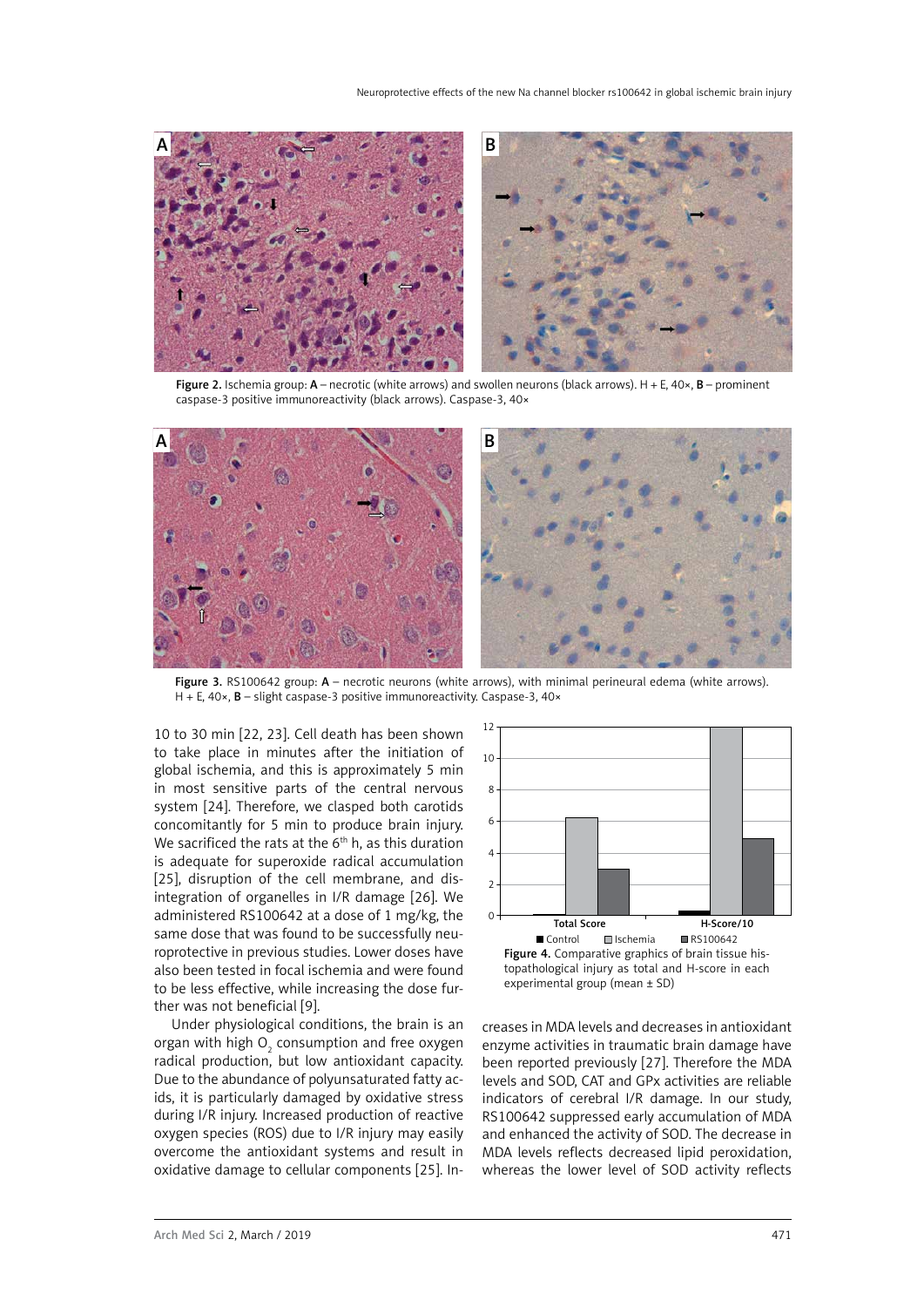Figure 2. Ischemia group: **A** – necrotic (white arrows) and swollen neurons (black arrows). H + E, 40×, **B** – prominent caspase-3 positive immunoreactivity (black arrows). Caspase-3, 40×

Figure 3. RS100642 group: **A** – necrotic neurons (white arrows), with minimal perineural edema (white arrows). H + E, 40×, **B** – slight caspase-3 positive immunoreactivity. Caspase-3, 40×

10 to 30 min [22, 23]. Cell death has been shown to take place in minutes after the initiation of global ischemia, and this is approximately 5 min in most sensitive parts of the central nervous system [24]. Therefore, we clasped both carotids concomitantly for 5 min to produce brain injury. We sacrificed the rats at the $6^{th}$ h, as this duration is adequate for superoxide radical accumulation [25], disruption of the cell membrane, and disintegration of organelles in I/R damage [26]. We administered RS100642 at a dose of 1 mg/kg, the same dose that was found to be successfully neuroprotective in previous studies. Lower doses have also been tested in focal ischemia and were found to be less effective, while increasing the dose further was not beneficial [9].

Under physiological conditions, the brain is an organ with high $O_2$ consumption and free oxygen radical production, but low antioxidant capacity. Due to the abundance of polyunsaturated fatty acids, it is particularly damaged by oxidative stress during I/R injury. Increased production of reactive oxygen species (ROS) due to I/R injury may easily overcome the antioxidant systems and result in oxidative damage to cellular components [25]. Increases in MDA levels and decreases in antioxidant enzyme activities in traumatic brain damage have been reported previously [27]. Therefore the MDA levels and SOD, CAT and GPx activities are reliable indicators of cerebral I/R damage. In our study, RS100642 suppressed early accumulation of MDA and enhanced the activity of SOD. The decrease in MDA levels reflects decreased lipid peroxidation, whereas the lower level of SOD activity reflects

Figure 4. Comparative graphics of brain tissue histopathological injury as total and H-score in each experimental group (mean ± SD)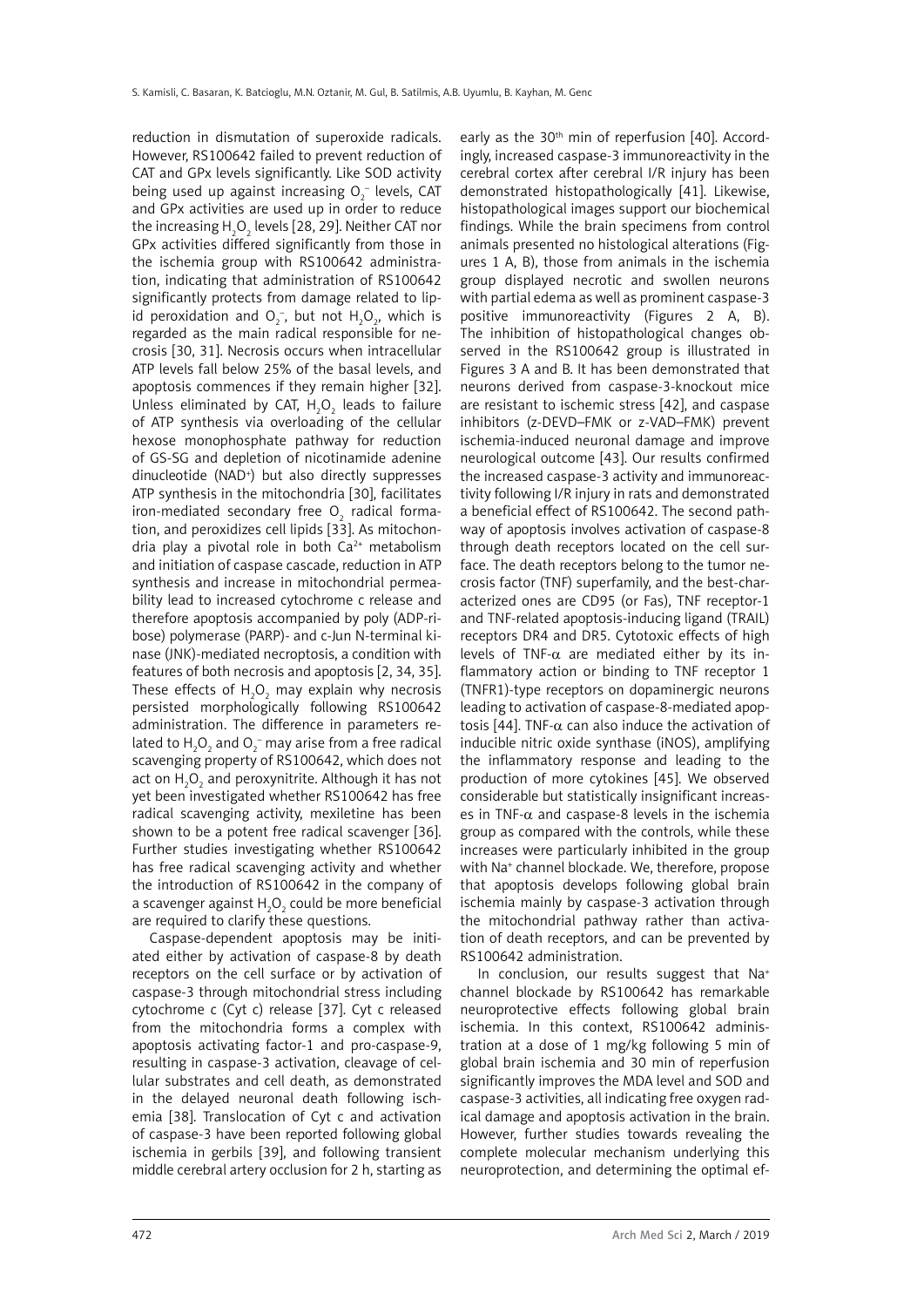reduction in dismutation of superoxide radicals. However, RS100642 failed to prevent reduction of CAT and GPx levels significantly. Like SOD activity being used up against increasing $O_2^-$ levels, CAT and GPx activities are used up in order to reduce the increasing $H_2O_2$ levels [28, 29]. Neither CAT nor GPx activities differed significantly from those in the ischemia group with RS100642 administration, indicating that administration of RS100642 significantly protects from damage related to lipid peroxidation and $O_2^-$, but not $H_2O_2$, which is regarded as the main radical responsible for necrosis [30, 31]. Necrosis occurs when intracellular ATP levels fall below 25% of the basal levels, and apoptosis commences if they remain higher [32]. Unless eliminated by CAT, $H_2O_2$ leads to failure of ATP synthesis via overloading of the cellular hexose monophosphate pathway for reduction of GS-SG and depletion of nicotinamide adenine dinucleotide ($NAD^+$) but also directly suppresses ATP synthesis in the mitochondria [30], facilitates iron-mediated secondary free $O_2$ radical formation, and peroxidizes cell lipids [33]. As mitochondria play a pivotal role in both $Ca^{2+}$ metabolism and initiation of caspase cascade, reduction in ATP synthesis and increase in mitochondrial permeability lead to increased cytochrome c release and therefore apoptosis accompanied by poly (ADP-ribose) polymerase (PARP)- and c-Jun N-terminal kinase (JNK)-mediated necroptosis, a condition with features of both necrosis and apoptosis [2, 34, 35]. These effects of $H_2O_2$ may explain why necrosis persisted morphologically following RS100642 administration. The difference in parameters related to $H_2O_2$ and $O_2^-$ may arise from a free radical scavenging property of RS100642, which does not act on $H_2O_2$ and peroxynitrite. Although it has not yet been investigated whether RS100642 has free radical scavenging activity, mexiletine has been shown to be a potent free radical scavenger [36]. Further studies investigating whether RS100642 has free radical scavenging activity and whether the introduction of RS100642 in the company of a scavenger against $H_2O_2$ could be more beneficial are required to clarify these questions.

Caspase-dependent apoptosis may be initiated either by activation of caspase-8 by death receptors on the cell surface or by activation of caspase-3 through mitochondrial stress including cytochrome c (Cyt c) release [37]. Cyt c released from the mitochondria forms a complex with apoptosis activating factor-1 and pro-caspase-9, resulting in caspase-3 activation, cleavage of cellular substrates and cell death, as demonstrated in the delayed neuronal death following ischemia [38]. Translocation of Cyt c and activation of caspase-3 have been reported following global ischemia in gerbils [39], and following transient middle cerebral artery occlusion for 2 h, starting as early as the 30th min of reperfusion [40]. Accordingly, increased caspase-3 immunoreactivity in the cerebral cortex after cerebral I/R injury has been demonstrated histopathologically [41]. Likewise, histopathological images support our biochemical findings. While the brain specimens from control animals presented no histological alterations (Figures 1 A, B), those from animals in the ischemia group displayed necrotic and swollen neurons with partial edema as well as prominent caspase-3 positive immunoreactivity (Figures 2 A, B). The inhibition of histopathological changes observed in the RS100642 group is illustrated in Figures 3 A and B. It has been demonstrated that neurons derived from caspase-3-knockout mice are resistant to ischemic stress [42], and caspase inhibitors (z-DEVD–FMK or z-VAD–FMK) prevent ischemia-induced neuronal damage and improve neurological outcome [43]. Our results confirmed the increased caspase-3 activity and immunoreactivity following I/R injury in rats and demonstrated a beneficial effect of RS100642. The second pathway of apoptosis involves activation of caspase-8 through death receptors located on the cell surface. The death receptors belong to the tumor necrosis factor (TNF) superfamily, and the best-characterized ones are CD95 (or Fas), TNF receptor-1 and TNF-related apoptosis-inducing ligand (TRAIL) receptors DR4 and DR5. Cytotoxic effects of high levels of TNF-$\alpha$ are mediated either by its inflammatory action or binding to TNF receptor 1 (TNFR1)-type receptors on dopaminergic neurons leading to activation of caspase-8-mediated apoptosis [44]. TNF-$\alpha$ can also induce the activation of inducible nitric oxide synthase (iNOS), amplifying the inflammatory response and leading to the production of more cytokines [45]. We observed considerable but statistically insignificant increases in TNF-$\alpha$ and caspase-8 levels in the ischemia group as compared with the controls, while these increases were particularly inhibited in the group with $Na^+$ channel blockade. We, therefore, propose that apoptosis develops following global brain ischemia mainly by caspase-3 activation through the mitochondrial pathway rather than activation of death receptors, and can be prevented by RS100642 administration.

In conclusion, our results suggest that $Na^+$ channel blockade by RS100642 has remarkable neuroprotective effects following global brain ischemia. In this context, RS100642 administration at a dose of 1 mg/kg following 5 min of global brain ischemia and 30 min of reperfusion significantly improves the MDA level and SOD and caspase-3 activities, all indicating free oxygen radical damage and apoptosis activation in the brain. However, further studies towards revealing the complete molecular mechanism underlying this neuroprotection, and determining the optimal ef-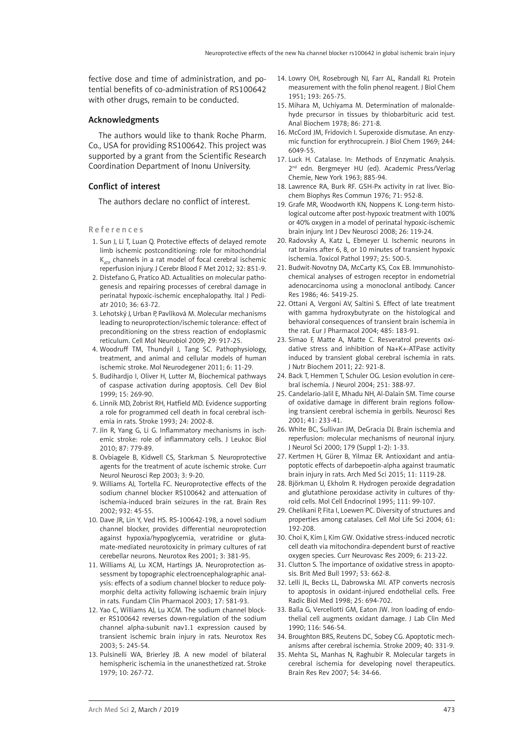fective dose and time of administration, and potential benefits of co-administration of RS100642 with other drugs, remain to be conducted.

## Acknowledgments

The authors would like to thank Roche Pharm. Co., USA for providing RS100642. This project was supported by a grant from the Scientific Research Coordination Department of Inonu University.

## Conflict of interest

The authors declare no conflict of interest.

## References

1. Sun J, Li T, Luan Q. Protective effects of delayed remote limb ischemic postconditioning: role for mitochondrial $K_{ATP}$ channels in a rat model of focal cerebral ischemic reperfusion injury. J Cerebr Blood F Met 2012; 32: 851-9.
2. Distefano G, Pratico AD. Actualities on molecular pathogenesis and repairing processes of cerebral damage in perinatal hypoxic-ischemic encephalopathy. Ital J Pediatr 2010; 36: 63-72.
3. Lehotský J, Urban P, Pavlíková M. Molecular mechanisms leading to neuroprotection/ischemic tolerance: effect of preconditioning on the stress reaction of endoplasmic reticulum. Cell Mol Neurobiol 2009; 29: 917-25.
4. Woodruff TM, Thundyil J, Tang SC. Pathophysiology, treatment, and animal and cellular models of human ischemic stroke. Mol Neurodegener 2011; 6: 11-29.
5. Budihardjo I, Oliver H, Lutter M, Biochemical pathways of caspase activation during apoptosis. Cell Dev Biol 1999; 15: 269-90.
6. Linnik MD, Zobrist RH, Hatfield MD. Evidence supporting a role for programmed cell death in focal cerebral ischemia in rats. Stroke 1993; 24: 2002-8.
7. Jin R, Yang G, Li G. Inflammatory mechanisms in ischemic stroke: role of inflammatory cells. J Leukoc Biol 2010; 87: 779-89.
8. Ovbiagele B, Kidwell CS, Starkman S. Neuroprotective agents for the treatment of acute ischemic stroke. Curr Neurol Neurosci Rep 2003; 3: 9-20.
9. Williams AJ, Tortella FC. Neuroprotective effects of the sodium channel blocker RS100642 and attenuation of ischemia-induced brain seizures in the rat. Brain Res 2002; 932: 45-55.
10. Dave JR, Lin Y, Ved HS. RS-100642-198, a novel sodium channel blocker, provides differential neuroprotection against hypoxia/hypoglycemia, veratridine or glutamate-mediated neurotoxicity in primary cultures of rat cerebellar neurons. Neurotox Res 2001; 3: 381-95.
11. Williams AJ, Lu XCM, Hartings JA. Neuroprotection assessment by topographic electroencephalographic analysis: effects of a sodium channel blocker to reduce polymorphic delta activity following ischaemic brain injury in rats. Fundam Clin Pharmacol 2003; 17: 581-93.
12. Yao C, Williams AJ, Lu XCM. The sodium channel blocker RS100642 reverses down-regulation of the sodium channel alpha-subunit nav1.1 expression caused by transient ischemic brain injury in rats. Neurotox Res 2003; 5: 245-54.
13. Pulsinelli WA, Brierley JB. A new model of bilateral hemispheric ischemia in the unanesthetized rat. Stroke 1979; 10: 267-72.
14. Lowry OH, Rosebrough NJ, Farr AL, Randall RJ. Protein measurement with the folin phenol reagent. J Biol Chem 1951; 193: 265-75.
15. Mihara M, Uchiyama M. Determination of malonaldehyde precursor in tissues by thiobarbituric acid test. Anal Biochem 1978; 86: 271-8.
16. McCord JM, Fridovich I. Superoxide dismutase. An enzymic function for erythrocuprein. J Biol Chem 1969; 244: 6049-55.
17. Luck H. Catalase. In: Methods of Enzymatic Analysis. 2nd edn. Bergmeyer HU (ed). Academic Press/Verlag Chemie, New York 1963; 885-94.
18. Lawrence RA, Burk RF. GSH-Px activity in rat liver. Biochem Biophys Res Commun 1976; 71: 952-8.
19. Grafe MR, Woodworth KN, Noppens K. Long-term histological outcome after post-hypoxic treatment with 100% or 40% oxygen in a model of perinatal hypoxic-ischemic brain injury. Int J Dev Neurosci 2008; 26: 119-24.
20. Radovsky A, Katz L, Ebmeyer U. Ischemic neurons in rat brains after 6, 8, or 10 minutes of transient hypoxic ischemia. Toxicol Pathol 1997; 25: 500-5.
21. Budwit-Novotny DA, McCarty KS, Cox EB. Immunohistochemical analyses of estrogen receptor in endometrial adenocarcinoma using a monoclonal antibody. Cancer Res 1986; 46: 5419-25.
22. Ottani A, Vergoni AV, Saltini S. Effect of late treatment with gamma hydroxybutyrate on the histological and behavioral consequences of transient brain ischemia in the rat. Eur J Pharmacol 2004; 485: 183-91.
23. Simao F, Matte A, Matte C. Resveratrol prevents oxidative stress and inhibition of Na+K+-ATPase activity induced by transient global cerebral ischemia in rats. J Nutr Biochem 2011; 22: 921-8.
24. Back T, Hemmen T, Schuler OG. Lesion evolution in cerebral ischemia. J Neurol 2004; 251: 388-97.
25. Candelario-Jalil E, Mhadu NH, Al-Dalain SM. Time course of oxidative damage in different brain regions following transient cerebral ischemia in gerbils. Neurosci Res 2001; 41: 233-41.
26. White BC, Sullivan JM, DeGracia DJ. Brain ischemia and reperfusion: molecular mechanisms of neuronal injury. J Neurol Sci 2000; 179 (Suppl 1-2): 1-33.
27. Kertmen H, Gürer B, Yilmaz ER. Antioxidant and antiapoptotic effects of darbepoetin-alpha against traumatic brain injury in rats. Arch Med Sci 2015; 11: 1119-28.
28. Björkman U, Ekholm R. Hydrogen peroxide degradation and glutathione peroxidase activity in cultures of thyroid cells. Mol Cell Endocrinol 1995; 111: 99-107.
29. Chelikani P, Fita I, Loewen PC. Diversity of structures and properties among catalases. Cell Mol Life Sci 2004; 61: 192-208.
30. Choi K, Kim J, Kim GW. Oxidative stress-induced necrotic cell death via mitochondira-dependent burst of reactive oxygen species. Curr Neurovasc Res 2009; 6: 213-22.
31. Clutton S. The importance of oxidative stress in apoptosis. Brit Med Bull 1997; 53: 662-8.
32. Lelli JL, Becks LL, Dabrowska MI. ATP converts necrosis to apoptosis in oxidant-injured endothelial cells. Free Radic Biol Med 1998; 25: 694-702.
33. Balla G, Vercellotti GM, Eaton JW. Iron loading of endothelial cell augments oxidant damage. J Lab Clin Med 1990; 116: 546-54.
34. Broughton BRS, Reutens DC, Sobey CG. Apoptotic mechanisms after cerebral ischemia. Stroke 2009; 40: 331-9.
35. Mehta SL, Manhas N, Raghubir R. Molecular targets in cerebral ischemia for developing novel therapeutics. Brain Res Rev 2007; 54: 34-66.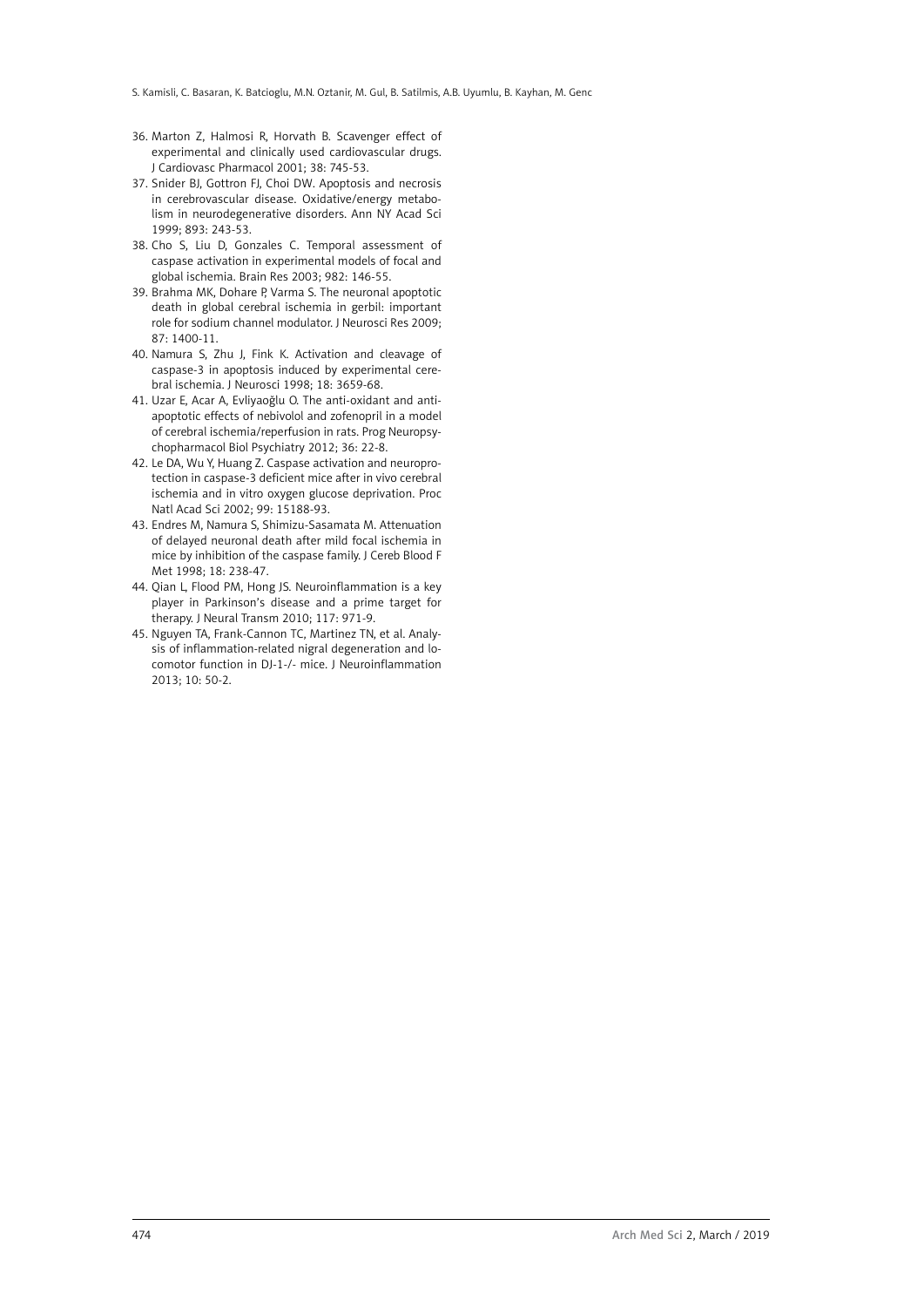36. Marton Z, Halmosi R, Horvath B. Scavenger effect of experimental and clinically used cardiovascular drugs. J Cardiovasc Pharmacol 2001; 38: 745-53.
37. Snider BJ, Gottron FJ, Choi DW. Apoptosis and necrosis in cerebrovascular disease. Oxidative/energy metabolism in neurodegenerative disorders. Ann NY Acad Sci 1999; 893: 243-53.
38. Cho S, Liu D, Gonzales C. Temporal assessment of caspase activation in experimental models of focal and global ischemia. Brain Res 2003; 982: 146-55.
39. Brahma MK, Dohare P, Varma S. The neuronal apoptotic death in global cerebral ischemia in gerbil: important role for sodium channel modulator. J Neurosci Res 2009; 87: 1400-11.
40. Namura S, Zhu J, Fink K. Activation and cleavage of caspase-3 in apoptosis induced by experimental cerebral ischemia. J Neurosci 1998; 18: 3659-68.
41. Uzar E, Acar A, Evliyaoğlu O. The anti-oxidant and anti-apoptotic effects of nebivolol and zofenopril in a model of cerebral ischemia/reperfusion in rats. Prog Neuropsychopharmacol Biol Psychiatry 2012; 36: 22-8.
42. Le DA, Wu Y, Huang Z. Caspase activation and neuroprotection in caspase-3 deficient mice after in vivo cerebral ischemia and in vitro oxygen glucose deprivation. Proc Natl Acad Sci 2002; 99: 15188-93.
43. Endres M, Namura S, Shimizu-Sasamata M. Attenuation of delayed neuronal death after mild focal ischemia in mice by inhibition of the caspase family. J Cereb Blood F Met 1998; 18: 238-47.
44. Qian L, Flood PM, Hong JS. Neuroinflammation is a key player in Parkinson's disease and a prime target for therapy. J Neural Transm 2010; 117: 971-9.
45. Nguyen TA, Frank-Cannon TC, Martinez TN, et al. Analysis of inflammation-related nigral degeneration and locomotor function in DJ-1-/- mice. J Neuroinflammation 2013; 10: 50-2.